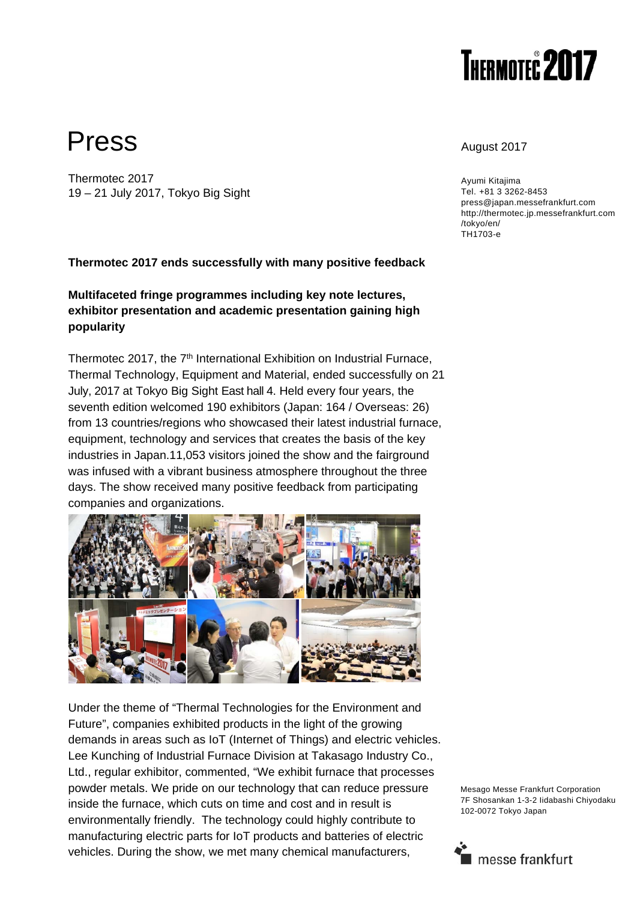# Press

Thermotec 2017
19 – 21 July 2017, Tokyo Big Sight

August 2017

Ayumi Kitajima
Tel. +81 3 3262-8453
press@japan.messefrankfurt.com
http://thermotec.jp.messefrankfurt.com/tokyo/en/
TH1703-e

**Thermotec 2017 ends successfully with many positive feedback**

**Multifaceted fringe programmes including key note lectures, exhibitor presentation and academic presentation gaining high popularity**

Thermotec 2017, the 7th International Exhibition on Industrial Furnace, Thermal Technology, Equipment and Material, ended successfully on 21 July, 2017 at Tokyo Big Sight East hall 4. Held every four years, the seventh edition welcomed 190 exhibitors (Japan: 164 / Overseas: 26) from 13 countries/regions who showcased their latest industrial furnace, equipment, technology and services that creates the basis of the key industries in Japan.11,053 visitors joined the show and the fairground was infused with a vibrant business atmosphere throughout the three days. The show received many positive feedback from participating companies and organizations.

Under the theme of "Thermal Technologies for the Environment and Future", companies exhibited products in the light of the growing demands in areas such as IoT (Internet of Things) and electric vehicles. Lee Kunching of Industrial Furnace Division at Takasago Industry Co., Ltd., regular exhibitor, commented, "We exhibit furnace that processes powder metals. We pride on our technology that can reduce pressure inside the furnace, which cuts on time and cost and in result is environmentally friendly. The technology could highly contribute to manufacturing electric parts for IoT products and batteries of electric vehicles. During the show, we met many chemical manufacturers,

Mesago Messe Frankfurt Corporation
7F Shosankan 1-3-2 Iidabashi Chiyodaku
102-0072 Tokyo Japan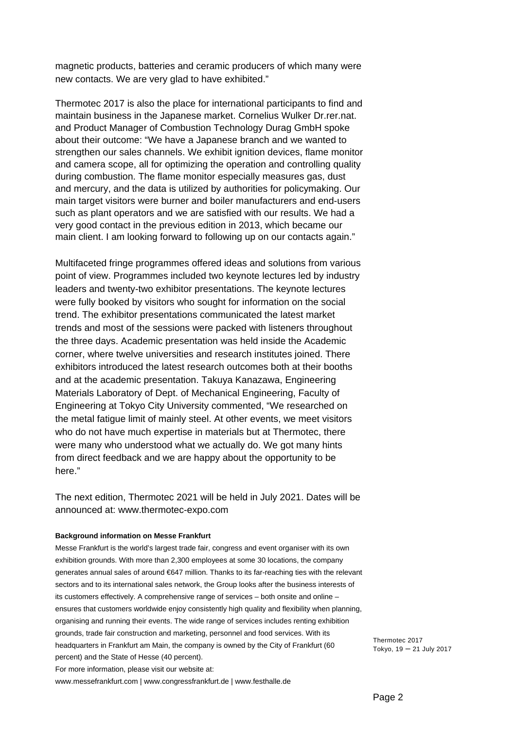magnetic products, batteries and ceramic producers of which many were new contacts. We are very glad to have exhibited."

Thermotec 2017 is also the place for international participants to find and maintain business in the Japanese market. Cornelius Wulker Dr.rer.nat. and Product Manager of Combustion Technology Durag GmbH spoke about their outcome: "We have a Japanese branch and we wanted to strengthen our sales channels. We exhibit ignition devices, flame monitor and camera scope, all for optimizing the operation and controlling quality during combustion. The flame monitor especially measures gas, dust and mercury, and the data is utilized by authorities for policymaking. Our main target visitors were burner and boiler manufacturers and end-users such as plant operators and we are satisfied with our results. We had a very good contact in the previous edition in 2013, which became our main client. I am looking forward to following up on our contacts again."

Multifaceted fringe programmes offered ideas and solutions from various point of view. Programmes included two keynote lectures led by industry leaders and twenty-two exhibitor presentations. The keynote lectures were fully booked by visitors who sought for information on the social trend. The exhibitor presentations communicated the latest market trends and most of the sessions were packed with listeners throughout the three days. Academic presentation was held inside the Academic corner, where twelve universities and research institutes joined. There exhibitors introduced the latest research outcomes both at their booths and at the academic presentation. Takuya Kanazawa, Engineering Materials Laboratory of Dept. of Mechanical Engineering, Faculty of Engineering at Tokyo City University commented, "We researched on the metal fatigue limit of mainly steel. At other events, we meet visitors who do not have much expertise in materials but at Thermotec, there were many who understood what we actually do. We got many hints from direct feedback and we are happy about the opportunity to be here."

The next edition, Thermotec 2021 will be held in July 2021. Dates will be announced at: www.thermotec-expo.com

**Background information on Messe Frankfurt**

Messe Frankfurt is the world's largest trade fair, congress and event organiser with its own exhibition grounds. With more than 2,300 employees at some 30 locations, the company generates annual sales of around €647 million. Thanks to its far-reaching ties with the relevant sectors and to its international sales network, the Group looks after the business interests of its customers effectively. A comprehensive range of services – both onsite and online – ensures that customers worldwide enjoy consistently high quality and flexibility when planning, organising and running their events. The wide range of services includes renting exhibition grounds, trade fair construction and marketing, personnel and food services. With its headquarters in Frankfurt am Main, the company is owned by the City of Frankfurt (60 percent) and the State of Hesse (40 percent).

For more information, please visit our website at:

www.messefrankfurt.com | www.congressfrankfurt.de | www.festhalle.de

Thermotec 2017
Tokyo, 19 – 21 July 2017